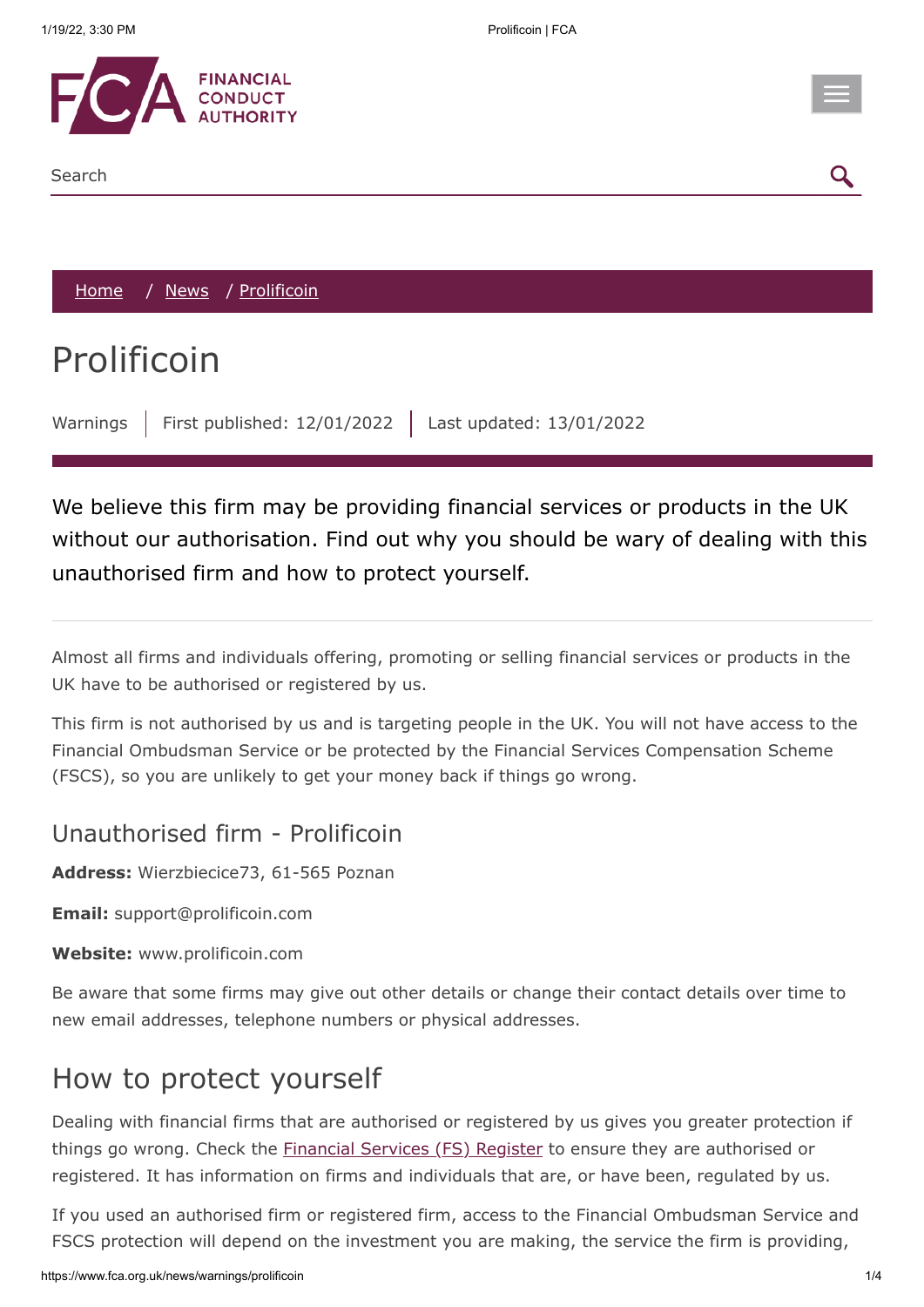Search

Home / News / Prolificoin

# Prolificoin

Warnings | First published: 12/01/2022 | Last updated: 13/01/2022

We believe this firm may be providing financial services or products in the UK without our authorisation. Find out why you should be wary of dealing with this unauthorised firm and how to protect yourself.

Almost all firms and individuals offering, promoting or selling financial services or products in the UK have to be authorised or registered by us.

This firm is not authorised by us and is targeting people in the UK. You will not have access to the Financial Ombudsman Service or be protected by the Financial Services Compensation Scheme (FSCS), so you are unlikely to get your money back if things go wrong.

### Unauthorised firm - Prolificoin

**Address:** Wierzbiecice73, 61-565 Poznan

**Email:** support@prolificoin.com

**Website:** www.prolificoin.com

Be aware that some firms may give out other details or change their contact details over time to new email addresses, telephone numbers or physical addresses.

## How to protect yourself

Dealing with financial firms that are authorised or registered by us gives you greater protection if things go wrong. Check the Financial Services (FS) Register to ensure they are authorised or registered. It has information on firms and individuals that are, or have been, regulated by us.

If you used an authorised firm or registered firm, access to the Financial Ombudsman Service and FSCS protection will depend on the investment you are making, the service the firm is providing,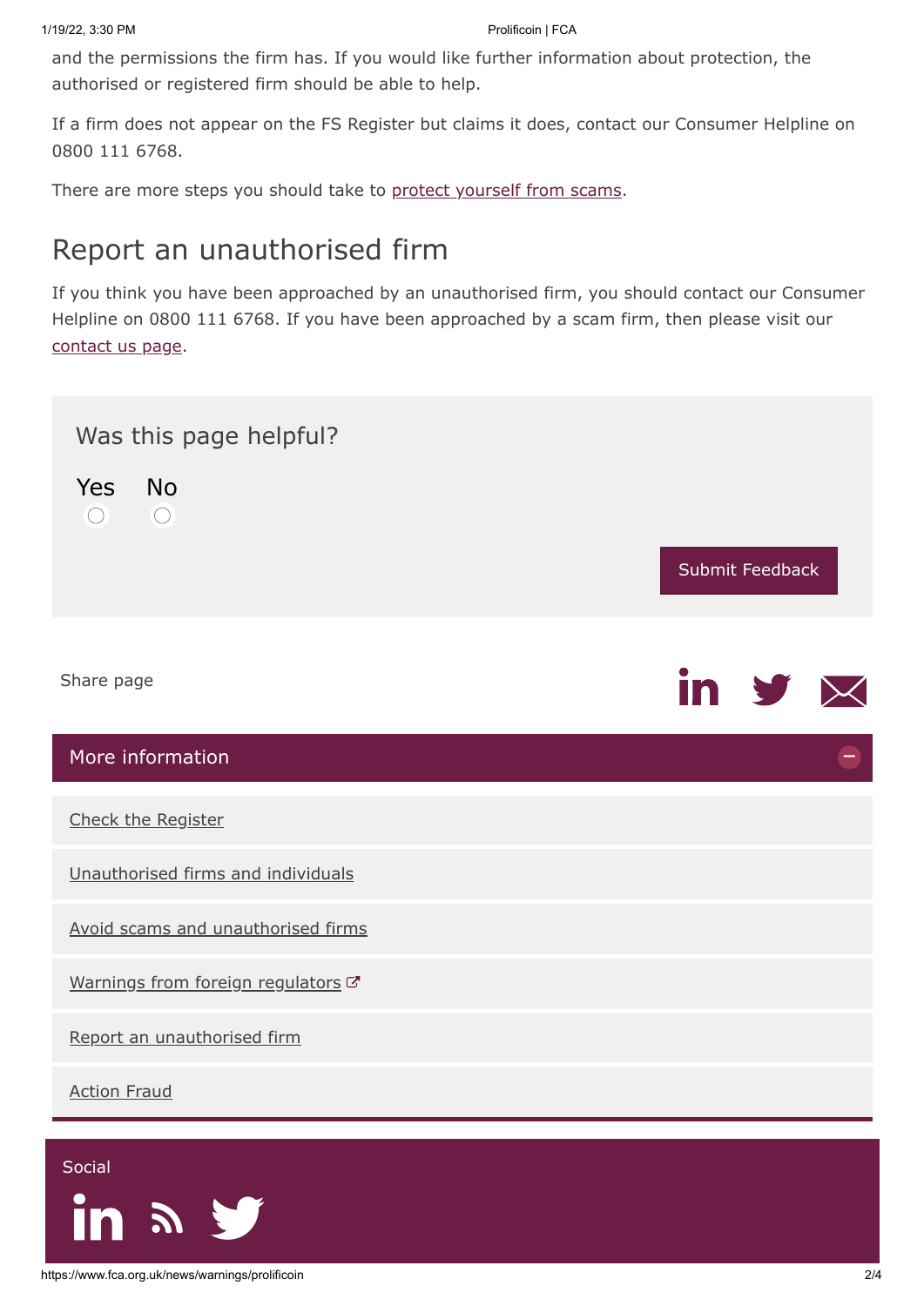and the permissions the firm has. If you would like further information about protection, the authorised or registered firm should be able to help.

If a firm does not appear on the FS Register but claims it does, contact our Consumer Helpline on 0800 111 6768.

There are more steps you should take to protect yourself from scams.

## Report an unauthorised firm

If you think you have been approached by an unauthorised firm, you should contact our Consumer Helpline on 0800 111 6768. If you have been approached by a scam firm, then please visit our contact us page.

### Was this page helpful?

Yes No

Submit Feedback

Share page

## More information

- Check the Register
- Unauthorised firms and individuals
- Avoid scams and unauthorised firms
- Warnings from foreign regulators
- Report an unauthorised firm
- Action Fraud

Social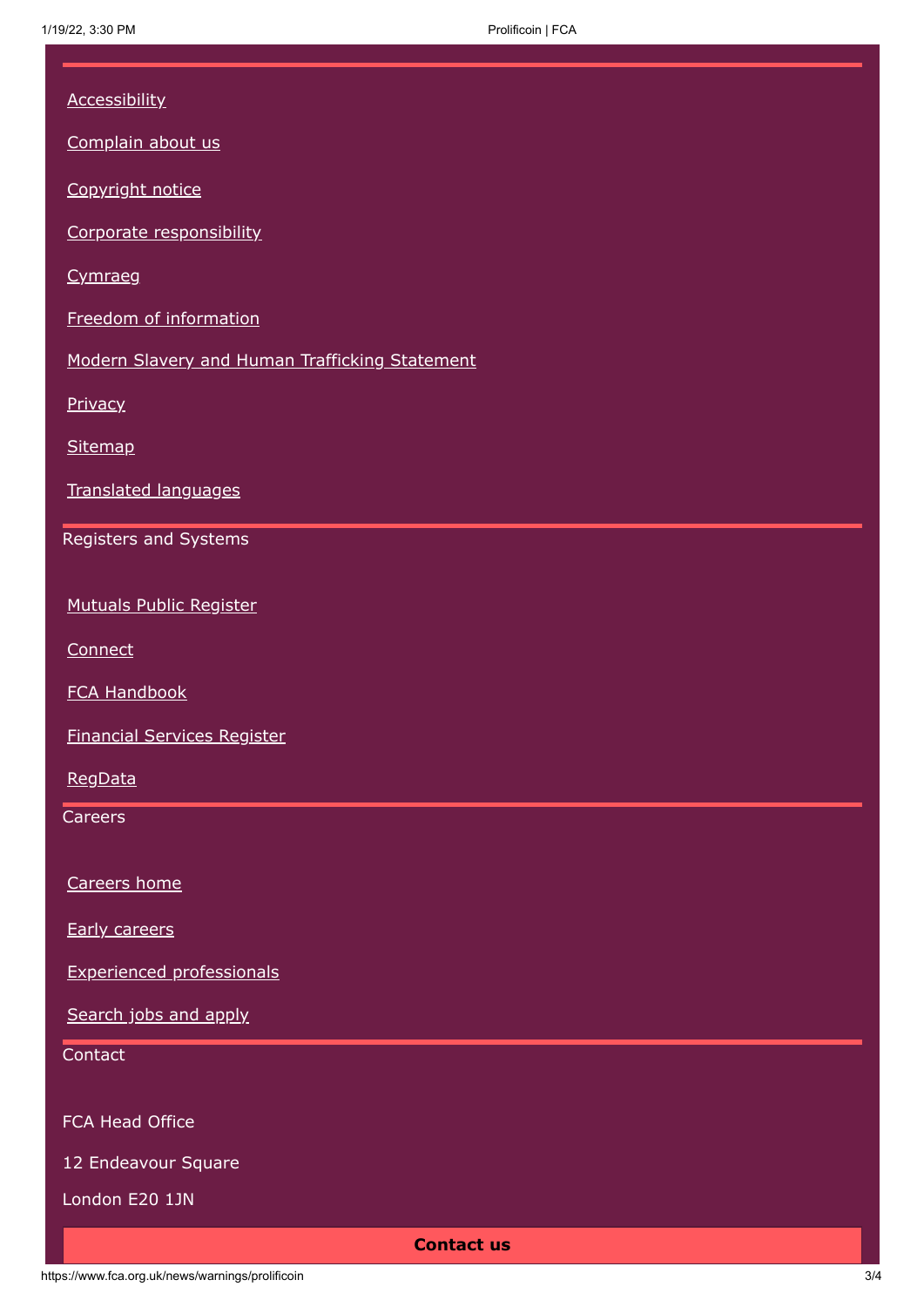Accessibility

Complain about us

Copyright notice

Corporate responsibility

Cymraeg

Freedom of information

Modern Slavery and Human Trafficking Statement

Privacy

Sitemap

Translated languages

Registers and Systems

Mutuals Public Register

Connect

FCA Handbook

Financial Services Register

RegData

Careers

Careers home

Early careers

Experienced professionals

Search jobs and apply

Contact

FCA Head Office

12 Endeavour Square

London E20 1JN

**Contact us**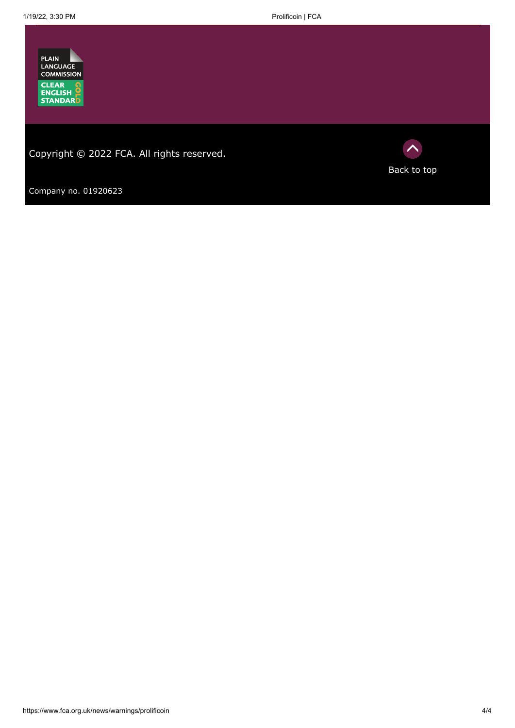PLAIN LANGUAGE COMMISSION
CLEAR ENGLISH STANDARD GOLD

Copyright © 2022 FCA. All rights reserved.

Back to top

Company no. 01920623